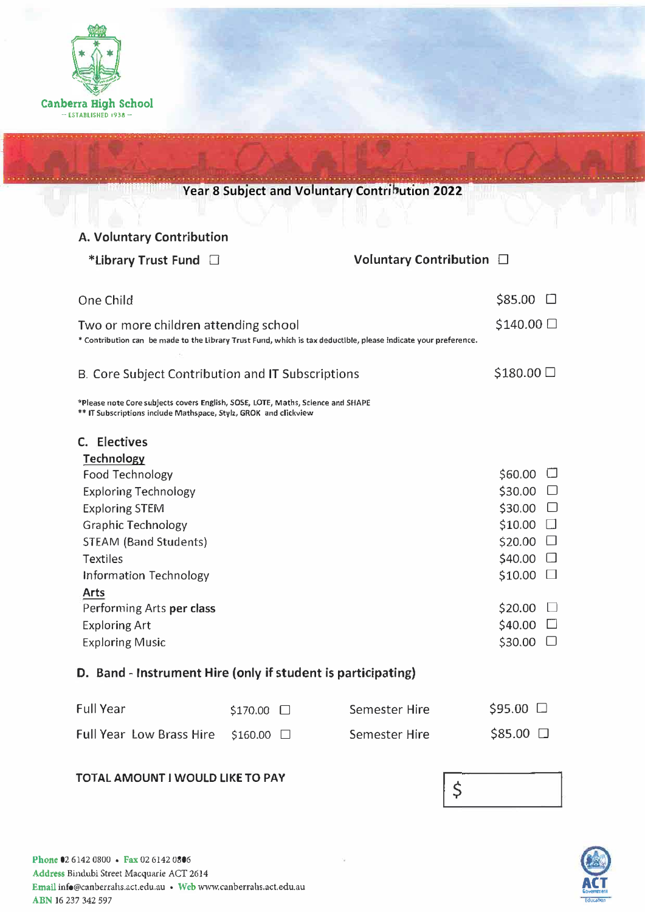Canberra High School
— ESTABLISHED 1938 —

# Year 8 Subject and Voluntary Contribution 2022

## A. Voluntary Contribution

*Library Trust Fund ☐ Voluntary Contribution ☐

| | |
|---|---|
| One Child | $85.00 ☐ |
| Two or more children attending school | $140.00 ☐ |

* Contribution can be made to the Library Trust Fund, which is tax deductible, please indicate your preference.

## B. Core Subject Contribution and IT Subscriptions $180.00 ☐

*Please note Core subjects covers English, SOSE, LOTE, Maths, Science and SHAPE
** IT Subscriptions include Mathspace, Stylz, GROK and clickview

## C. Electives

**Technology**

| | |
|---|---|
| Food Technology | $60.00 ☐ |
| Exploring Technology | $30.00 ☐ |
| Exploring STEM | $30.00 ☐ |
| Graphic Technology | $10.00 ☐ |
| STEAM (Band Students) | $20.00 ☐ |
| Textiles | $40.00 ☐ |
| Information Technology | $10.00 ☐ |

**Arts**

| | |
|---|---|
| Performing Arts **per class** | $20.00 ☐ |
| Exploring Art | $40.00 ☐ |
| Exploring Music | $30.00 ☐ |

## D. Band - Instrument Hire (only if student is participating)

| | | | |
|---|---|---|---|
| Full Year | $170.00 ☐ | Semester Hire | $95.00 ☐ |
| Full Year Low Brass Hire | $160.00 ☐ | Semester Hire | $85.00 ☐ |

**TOTAL AMOUNT I WOULD LIKE TO PAY** $

**Phone** 02 6142 0800 • **Fax** 02 6142 0806
**Address** Bindubi Street Macquarie ACT 2614
**Email** info@canberrahs.act.edu.au • **Web** www.canberrahs.act.edu.au
**ABN** 16 237 342 597

ACT Government Education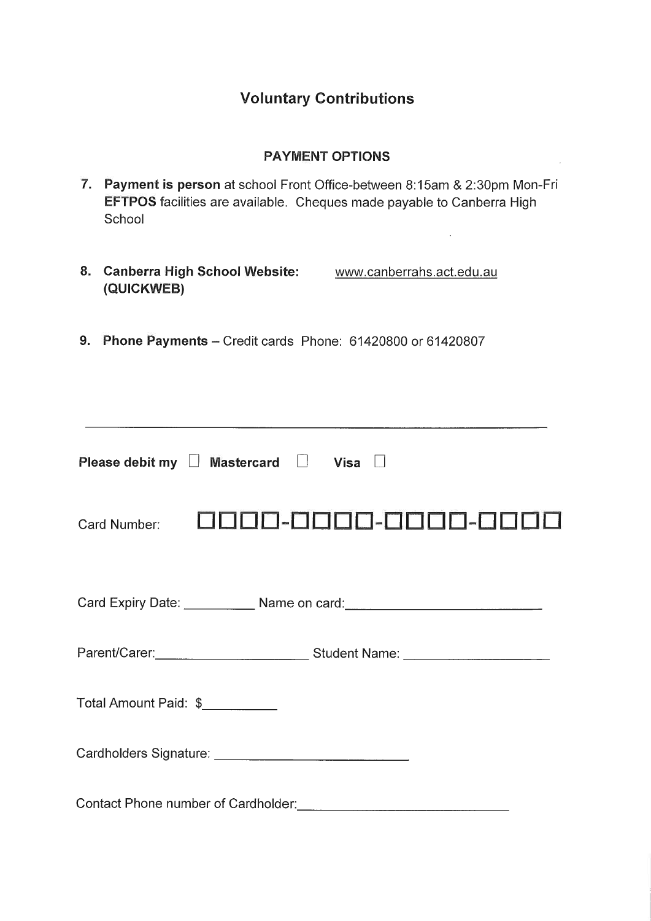# Voluntary Contributions

## PAYMENT OPTIONS

7. **Payment is person** at school Front Office-between 8:15am & 2:30pm Mon-Fri **EFTPOS** facilities are available. Cheques made payable to Canberra High School

8. **Canberra High School Website: (QUICKWEB)** www.canberrahs.act.edu.au

9. **Phone Payments** – Credit cards Phone: 61420800 or 61420807

---

**Please debit my** ☐ **Mastercard** ☐ **Visa** ☐

Card Number: ☐☐☐☐-☐☐☐☐-☐☐☐☐-☐☐☐☐

Card Expiry Date: __________ Name on card: ___________________________

Parent/Carer: _____________________ Student Name: ____________________

Total Amount Paid: $__________

Cardholders Signature: ___________________________

Contact Phone number of Cardholder: ______________________________